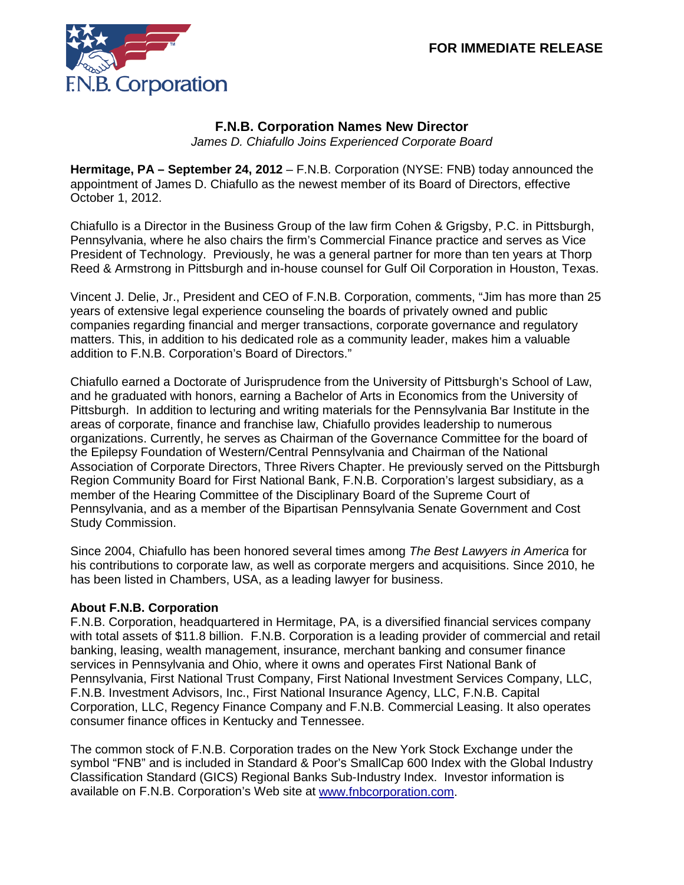FOR IMMEDIATE RELEASE

F.N.B. Corporation

# F.N.B. Corporation Names New Director

*James D. Chiafullo Joins Experienced Corporate Board*

**Hermitage, PA – September 24, 2012** – F.N.B. Corporation (NYSE: FNB) today announced the appointment of James D. Chiafullo as the newest member of its Board of Directors, effective October 1, 2012.

Chiafullo is a Director in the Business Group of the law firm Cohen & Grigsby, P.C. in Pittsburgh, Pennsylvania, where he also chairs the firm's Commercial Finance practice and serves as Vice President of Technology. Previously, he was a general partner for more than ten years at Thorp Reed & Armstrong in Pittsburgh and in-house counsel for Gulf Oil Corporation in Houston, Texas.

Vincent J. Delie, Jr., President and CEO of F.N.B. Corporation, comments, "Jim has more than 25 years of extensive legal experience counseling the boards of privately owned and public companies regarding financial and merger transactions, corporate governance and regulatory matters. This, in addition to his dedicated role as a community leader, makes him a valuable addition to F.N.B. Corporation's Board of Directors."

Chiafullo earned a Doctorate of Jurisprudence from the University of Pittsburgh's School of Law, and he graduated with honors, earning a Bachelor of Arts in Economics from the University of Pittsburgh. In addition to lecturing and writing materials for the Pennsylvania Bar Institute in the areas of corporate, finance and franchise law, Chiafullo provides leadership to numerous organizations. Currently, he serves as Chairman of the Governance Committee for the board of the Epilepsy Foundation of Western/Central Pennsylvania and Chairman of the National Association of Corporate Directors, Three Rivers Chapter. He previously served on the Pittsburgh Region Community Board for First National Bank, F.N.B. Corporation's largest subsidiary, as a member of the Hearing Committee of the Disciplinary Board of the Supreme Court of Pennsylvania, and as a member of the Bipartisan Pennsylvania Senate Government and Cost Study Commission.

Since 2004, Chiafullo has been honored several times among *The Best Lawyers in America* for his contributions to corporate law, as well as corporate mergers and acquisitions. Since 2010, he has been listed in Chambers, USA, as a leading lawyer for business.

**About F.N.B. Corporation**

F.N.B. Corporation, headquartered in Hermitage, PA, is a diversified financial services company with total assets of $11.8 billion. F.N.B. Corporation is a leading provider of commercial and retail banking, leasing, wealth management, insurance, merchant banking and consumer finance services in Pennsylvania and Ohio, where it owns and operates First National Bank of Pennsylvania, First National Trust Company, First National Investment Services Company, LLC, F.N.B. Investment Advisors, Inc., First National Insurance Agency, LLC, F.N.B. Capital Corporation, LLC, Regency Finance Company and F.N.B. Commercial Leasing. It also operates consumer finance offices in Kentucky and Tennessee.

The common stock of F.N.B. Corporation trades on the New York Stock Exchange under the symbol "FNB" and is included in Standard & Poor's SmallCap 600 Index with the Global Industry Classification Standard (GICS) Regional Banks Sub-Industry Index. Investor information is available on F.N.B. Corporation's Web site at www.fnbcorporation.com.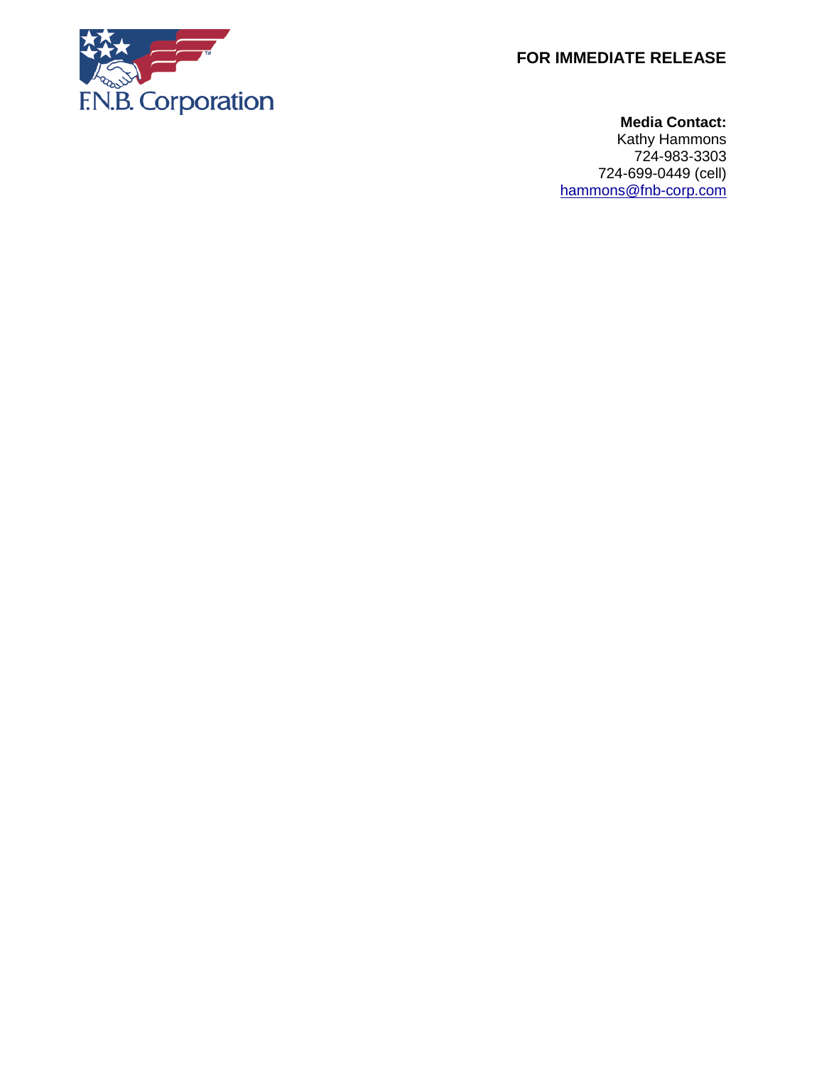F.N.B. Corporation

**FOR IMMEDIATE RELEASE**

**Media Contact:**
Kathy Hammons
724-983-3303
724-699-0449 (cell)
hammons@fnb-corp.com